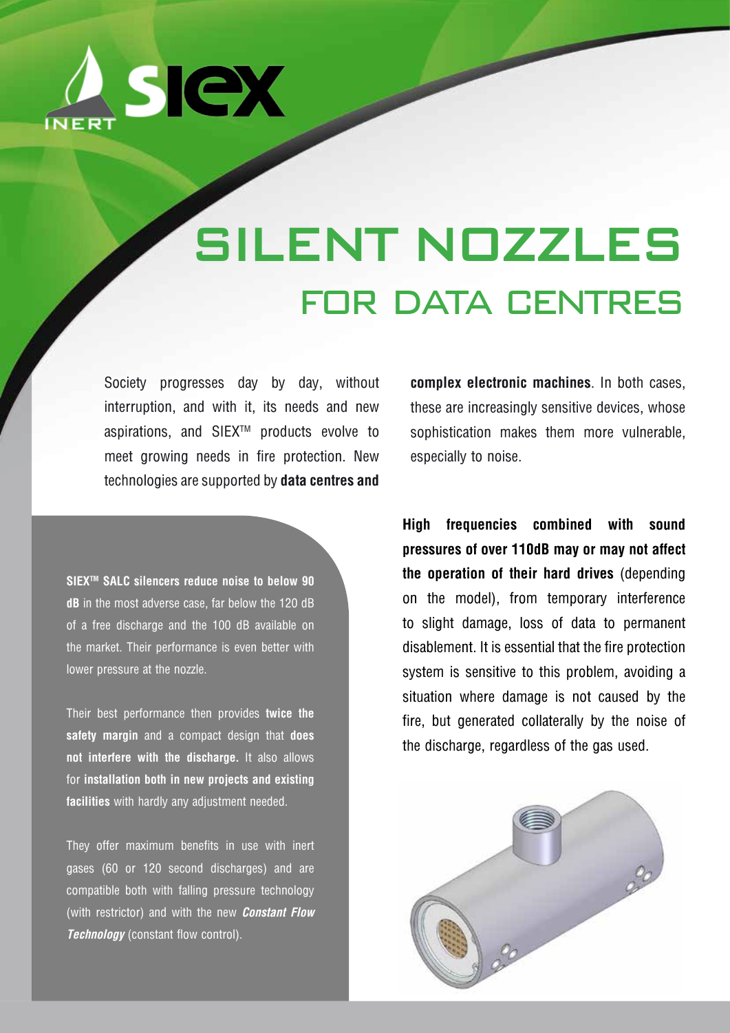# SILENT NOZZLES

## FOR DATA CENTRES

Society progresses day by day, without interruption, and with it, its needs and new aspirations, and SIEX™ products evolve to meet growing needs in fire protection. New technologies are supported by **data centres and complex electronic machines**. In both cases, these are increasingly sensitive devices, whose sophistication makes them more vulnerable, especially to noise.

**High frequencies combined with sound pressures of over 110dB may or may not affect the operation of their hard drives** (depending on the model), from temporary interference to slight damage, loss of data to permanent disablement. It is essential that the fire protection system is sensitive to this problem, avoiding a situation where damage is not caused by the fire, but generated collaterally by the noise of the discharge, regardless of the gas used.

**SIEX™ SALC silencers reduce noise to below 90 dB** in the most adverse case, far below the 120 dB of a free discharge and the 100 dB available on the market. Their performance is even better with lower pressure at the nozzle.

Their best performance then provides **twice the safety margin** and a compact design that **does not interfere with the discharge.** It also allows for **installation both in new projects and existing facilities** with hardly any adjustment needed.

They offer maximum benefits in use with inert gases (60 or 120 second discharges) and are compatible both with falling pressure technology (with restrictor) and with the new ***Constant Flow Technology*** (constant flow control).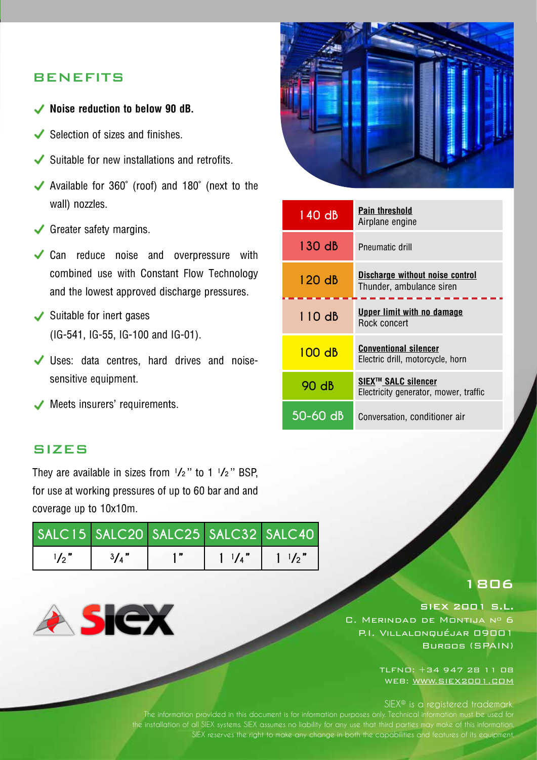## BENEFITS

- **Noise reduction to below 90 dB.**
- Selection of sizes and finishes.
- Suitable for new installations and retrofits.
- Available for 360° (roof) and 180° (next to the wall) nozzles.
- Greater safety margins.
- Can reduce noise and overpressure with combined use with Constant Flow Technology and the lowest approved discharge pressures.
- Suitable for inert gases (IG-541, IG-55, IG-100 and IG-01).
- Uses: data centres, hard drives and noise-sensitive equipment.
- Meets insurers' requirements.

| | |
|---|---|
| 140 dB | **Pain threshold** Airplane engine |
| 130 dB | Pneumatic drill |
| 120 dB | **Discharge without noise control** Thunder, ambulance siren |
| 110 dB | **Upper limit with no damage** Rock concert |
| 100 dB | **Conventional silencer** Electric drill, motorcycle, horn |
| 90 dB | **SIEX™ SALC silencer** Electricity generator, mower, traffic |
| 50-60 dB | Conversation, conditioner air |

## SIZES

They are available in sizes from ½" to 1 ½" BSP, for use at working pressures of up to 60 bar and and coverage up to 10x10m.

| SALC15 | SALC20 | SALC25 | SALC32 | SALC40 |
|---|---|---|---|---|
| ½" | ¾" | 1" | 1 ¼" | 1 ½" |

1806

SIEX 2001 S.L.
C. Merindad de Montija Nº 6
P.I. Villalonquéjar 09001
Burgos (SPAIN)

TLFNO: +34 947 28 11 08
WEB: www.siex2001.com

SIEX® is a registered trademark.
The information provided in this document is for information purposes only. Technical information must be used for the installation of all SIEX systems. SIEX assumes no liability for any use that third parties may make of this information. SIEX reserves the right to make any change in both the capabilities and features of its equipment.